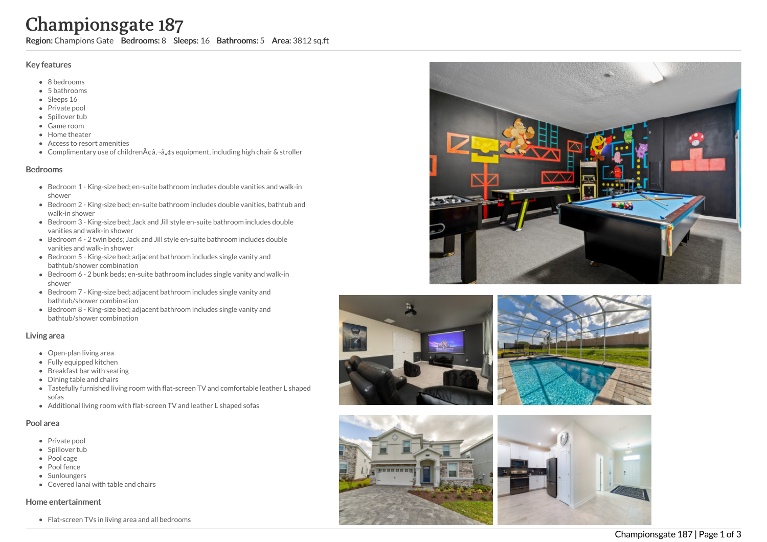# Championsgate 187

**Region:** Champions Gate **Bedrooms:** 8 **Sleeps:** 16 **Bathrooms:** 5 **Area:** 3812 sq.ft

## Key features

- 8 bedrooms
- 5 bathrooms
- Sleeps 16
- Private pool
- Spillover tub
- Game room
- Home theater
- Access to resort amenities
- Complimentary use of childrenÃ¢â‚¬â„¢s equipment, including high chair & stroller

## Bedrooms

- Bedroom 1 - King-size bed; en-suite bathroom includes double vanities and walk-in shower
- Bedroom 2 - King-size bed; en-suite bathroom includes double vanities, bathtub and walk-in shower
- Bedroom 3 - King-size bed; Jack and Jill style en-suite bathroom includes double vanities and walk-in shower
- Bedroom 4 - 2 twin beds; Jack and Jill style en-suite bathroom includes double vanities and walk-in shower
- Bedroom 5 - King-size bed; adjacent bathroom includes single vanity and bathtub/shower combination
- Bedroom 6 - 2 bunk beds; en-suite bathroom includes single vanity and walk-in shower
- Bedroom 7 - King-size bed; adjacent bathroom includes single vanity and bathtub/shower combination
- Bedroom 8 - King-size bed; adjacent bathroom includes single vanity and bathtub/shower combination

## Living area

- Open-plan living area
- Fully equipped kitchen
- Breakfast bar with seating
- Dining table and chairs
- Tastefully furnished living room with flat-screen TV and comfortable leather L shaped sofas
- Additional living room with flat-screen TV and leather L shaped sofas

## Pool area

- Private pool
- Spillover tub
- Pool cage
- Pool fence
- Sunloungers
- Covered lanai with table and chairs

## Home entertainment

- Flat-screen TVs in living area and all bedrooms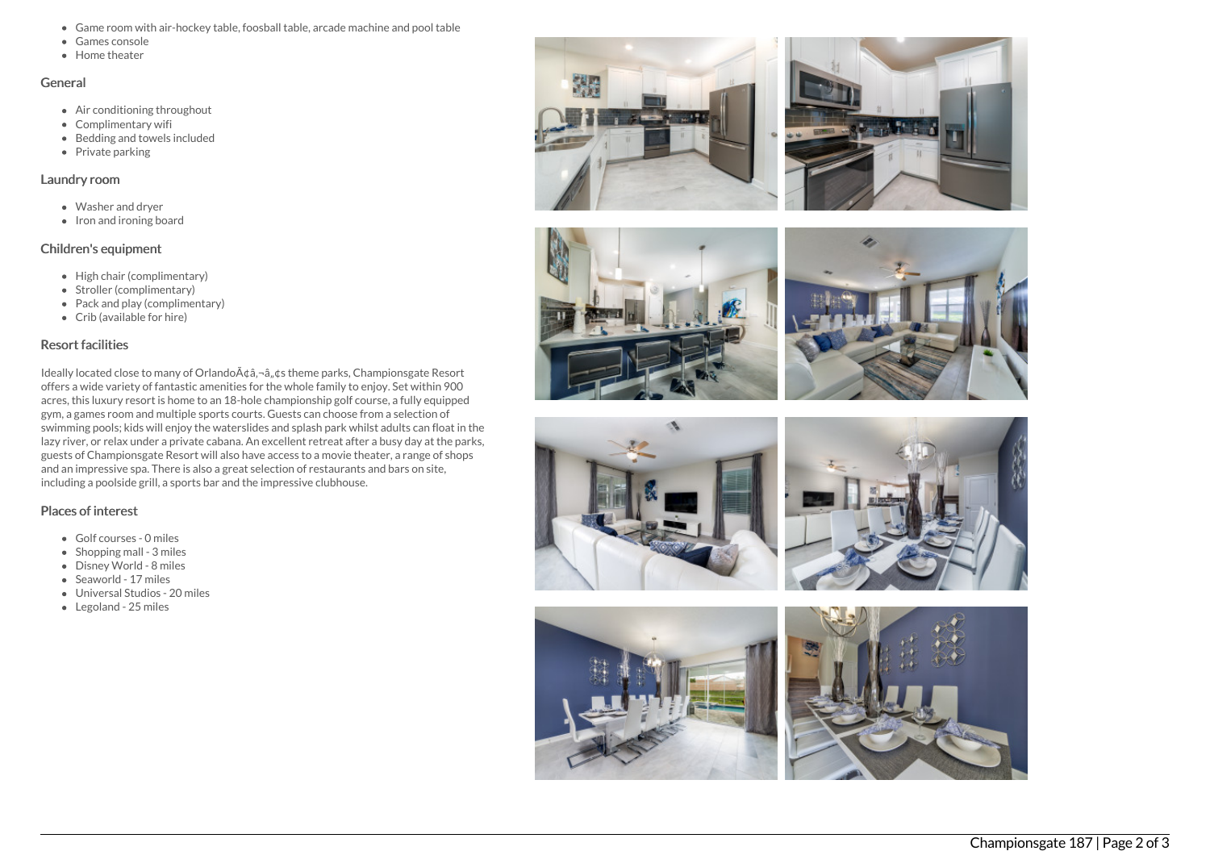- Game room with air-hockey table, foosball table, arcade machine and pool table
- Games console
- Home theater

### General

- Air conditioning throughout
- Complimentary wifi
- Bedding and towels included
- Private parking

### Laundry room

- Washer and dryer
- Iron and ironing board

### Children's equipment

- High chair (complimentary)
- Stroller (complimentary)
- Pack and play (complimentary)
- Crib (available for hire)

### Resort facilities

Ideally located close to many of OrlandoÃ¢â‚¬â„¢s theme parks, Championsgate Resort offers a wide variety of fantastic amenities for the whole family to enjoy. Set within 900 acres, this luxury resort is home to an 18-hole championship golf course, a fully equipped gym, a games room and multiple sports courts. Guests can choose from a selection of swimming pools; kids will enjoy the waterslides and splash park whilst adults can float in the lazy river, or relax under a private cabana. An excellent retreat after a busy day at the parks, guests of Championsgate Resort will also have access to a movie theater, a range of shops and an impressive spa. There is also a great selection of restaurants and bars on site, including a poolside grill, a sports bar and the impressive clubhouse.

### Places of interest

- Golf courses - 0 miles
- Shopping mall - 3 miles
- Disney World - 8 miles
- Seaworld - 17 miles
- Universal Studios - 20 miles
- Legoland - 25 miles